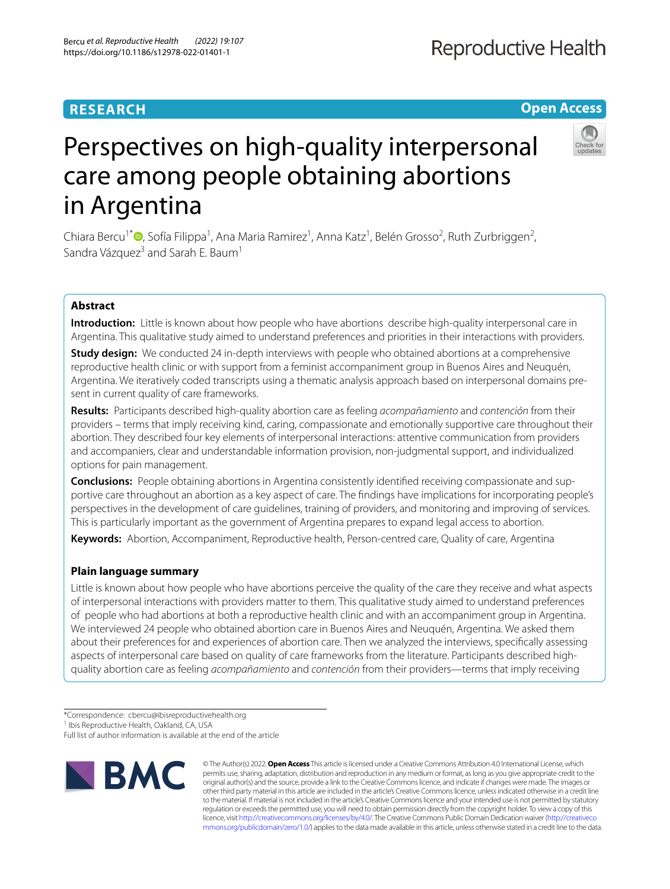RESEARCH

Open Access

# Perspectives on high-quality interpersonal care among people obtaining abortions in Argentina

Chiara Bercu[1*], Sofía Filippa[1], Ana Maria Ramirez[1], Anna Katz[1], Belén Grosso[2], Ruth Zurbriggen[2], Sandra Vázquez[3] and Sarah E. Baum[1]

## Abstract

**Introduction:** Little is known about how people who have abortions describe high-quality interpersonal care in Argentina. This qualitative study aimed to understand preferences and priorities in their interactions with providers.

**Study design:** We conducted 24 in-depth interviews with people who obtained abortions at a comprehensive reproductive health clinic or with support from a feminist accompaniment group in Buenos Aires and Neuquén, Argentina. We iteratively coded transcripts using a thematic analysis approach based on interpersonal domains present in current quality of care frameworks.

**Results:** Participants described high-quality abortion care as feeling *acompañamiento* and *contención* from their providers – terms that imply receiving kind, caring, compassionate and emotionally supportive care throughout their abortion. They described four key elements of interpersonal interactions: attentive communication from providers and accompaniers, clear and understandable information provision, non-judgmental support, and individualized options for pain management.

**Conclusions:** People obtaining abortions in Argentina consistently identified receiving compassionate and supportive care throughout an abortion as a key aspect of care. The findings have implications for incorporating people's perspectives in the development of care guidelines, training of providers, and monitoring and improving of services. This is particularly important as the government of Argentina prepares to expand legal access to abortion.

**Keywords:** Abortion, Accompaniment, Reproductive health, Person-centred care, Quality of care, Argentina

### Plain language summary

Little is known about how people who have abortions perceive the quality of the care they receive and what aspects of interpersonal interactions with providers matter to them. This qualitative study aimed to understand preferences of people who had abortions at both a reproductive health clinic and with an accompaniment group in Argentina. We interviewed 24 people who obtained abortion care in Buenos Aires and Neuquén, Argentina. We asked them about their preferences for and experiences of abortion care. Then we analyzed the interviews, specifically assessing aspects of interpersonal care based on quality of care frameworks from the literature. Participants described high-quality abortion care as feeling *acompañamiento* and *contención* from their providers—terms that imply receiving

*Correspondence: cbercu@ibisreproductivehealth.org
[1] Ibis Reproductive Health, Oakland, CA, USA
Full list of author information is available at the end of the article

© The Author(s) 2022. **Open Access** This article is licensed under a Creative Commons Attribution 4.0 International License, which permits use, sharing, adaptation, distribution and reproduction in any medium or format, as long as you give appropriate credit to the original author(s) and the source, provide a link to the Creative Commons licence, and indicate if changes were made. The images or other third party material in this article are included in the article's Creative Commons licence, unless indicated otherwise in a credit line to the material. If material is not included in the article's Creative Commons licence and your intended use is not permitted by statutory regulation or exceeds the permitted use, you will need to obtain permission directly from the copyright holder. To view a copy of this licence, visit http://creativecommons.org/licenses/by/4.0/. The Creative Commons Public Domain Dedication waiver (http://creativecommons.org/publicdomain/zero/1.0/) applies to the data made available in this article, unless otherwise stated in a credit line to the data.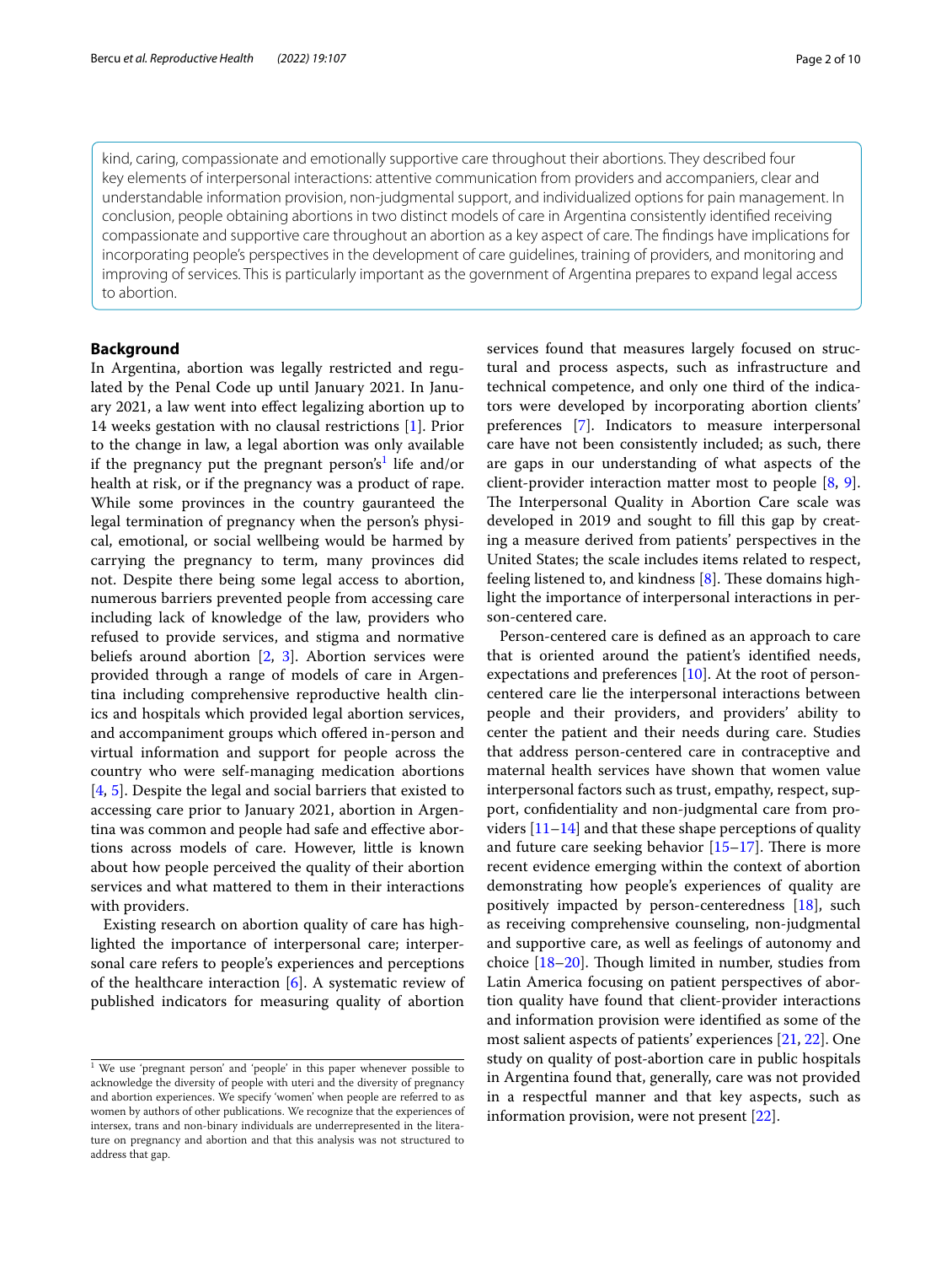kind, caring, compassionate and emotionally supportive care throughout their abortions. They described four key elements of interpersonal interactions: attentive communication from providers and accompaniers, clear and understandable information provision, non-judgmental support, and individualized options for pain management. In conclusion, people obtaining abortions in two distinct models of care in Argentina consistently identified receiving compassionate and supportive care throughout an abortion as a key aspect of care. The findings have implications for incorporating people's perspectives in the development of care guidelines, training of providers, and monitoring and improving of services. This is particularly important as the government of Argentina prepares to expand legal access to abortion.

## Background

In Argentina, abortion was legally restricted and regulated by the Penal Code up until January 2021. In January 2021, a law went into effect legalizing abortion up to 14 weeks gestation with no clausal restrictions [1]. Prior to the change in law, a legal abortion was only available if the pregnancy put the pregnant person's[1] life and/or health at risk, or if the pregnancy was a product of rape. While some provinces in the country gauranteed the legal termination of pregnancy when the person's physical, emotional, or social wellbeing would be harmed by carrying the pregnancy to term, many provinces did not. Despite there being some legal access to abortion, numerous barriers prevented people from accessing care including lack of knowledge of the law, providers who refused to provide services, and stigma and normative beliefs around abortion [2, 3]. Abortion services were provided through a range of models of care in Argentina including comprehensive reproductive health clinics and hospitals which provided legal abortion services, and accompaniment groups which offered in-person and virtual information and support for people across the country who were self-managing medication abortions [4, 5]. Despite the legal and social barriers that existed to accessing care prior to January 2021, abortion in Argentina was common and people had safe and effective abortions across models of care. However, little is known about how people perceived the quality of their abortion services and what mattered to them in their interactions with providers.

Existing research on abortion quality of care has highlighted the importance of interpersonal care; interpersonal care refers to people's experiences and perceptions of the healthcare interaction [6]. A systematic review of published indicators for measuring quality of abortion services found that measures largely focused on structural and process aspects, such as infrastructure and technical competence, and only one third of the indicators were developed by incorporating abortion clients' preferences [7]. Indicators to measure interpersonal care have not been consistently included; as such, there are gaps in our understanding of what aspects of the client-provider interaction matter most to people [8, 9]. The Interpersonal Quality in Abortion Care scale was developed in 2019 and sought to fill this gap by creating a measure derived from patients' perspectives in the United States; the scale includes items related to respect, feeling listened to, and kindness [8]. These domains highlight the importance of interpersonal interactions in person-centered care.

Person-centered care is defined as an approach to care that is oriented around the patient's identified needs, expectations and preferences [10]. At the root of person-centered care lie the interpersonal interactions between people and their providers, and providers' ability to center the patient and their needs during care. Studies that address person-centered care in contraceptive and maternal health services have shown that women value interpersonal factors such as trust, empathy, respect, support, confidentiality and non-judgmental care from providers [11–14] and that these shape perceptions of quality and future care seeking behavior [15–17]. There is more recent evidence emerging within the context of abortion demonstrating how people's experiences of quality are positively impacted by person-centeredness [18], such as receiving comprehensive counseling, non-judgmental and supportive care, as well as feelings of autonomy and choice [18–20]. Though limited in number, studies from Latin America focusing on patient perspectives of abortion quality have found that client-provider interactions and information provision were identified as some of the most salient aspects of patients' experiences [21, 22]. One study on quality of post-abortion care in public hospitals in Argentina found that, generally, care was not provided in a respectful manner and that key aspects, such as information provision, were not present [22].

[1] We use 'pregnant person' and 'people' in this paper whenever possible to acknowledge the diversity of people with uteri and the diversity of pregnancy and abortion experiences. We specify 'women' when people are referred to as women by authors of other publications. We recognize that the experiences of intersex, trans and non-binary individuals are underrepresented in the literature on pregnancy and abortion and that this analysis was not structured to address that gap.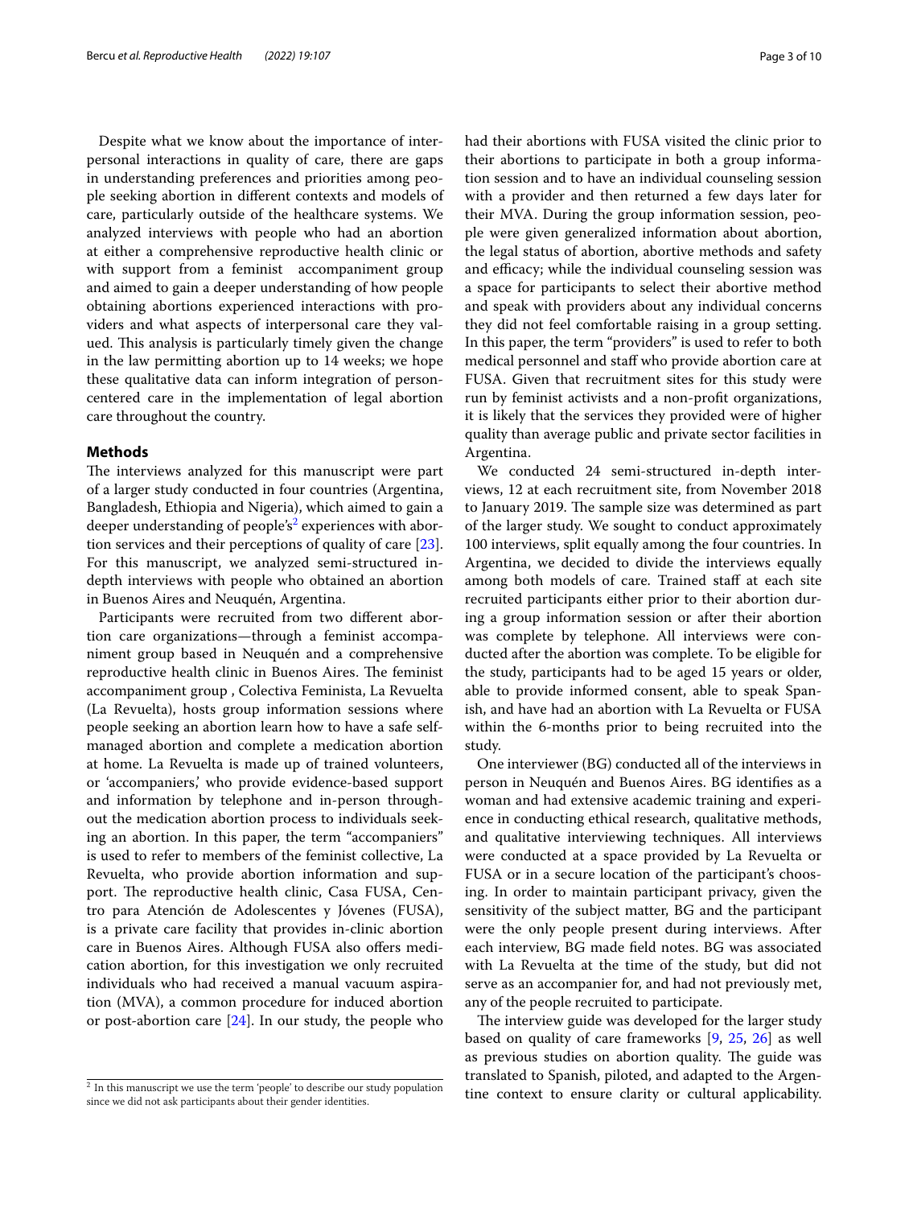Despite what we know about the importance of interpersonal interactions in quality of care, there are gaps in understanding preferences and priorities among people seeking abortion in different contexts and models of care, particularly outside of the healthcare systems. We analyzed interviews with people who had an abortion at either a comprehensive reproductive health clinic or with support from a feminist accompaniment group and aimed to gain a deeper understanding of how people obtaining abortions experienced interactions with providers and what aspects of interpersonal care they valued. This analysis is particularly timely given the change in the law permitting abortion up to 14 weeks; we hope these qualitative data can inform integration of person-centered care in the implementation of legal abortion care throughout the country.

## Methods

The interviews analyzed for this manuscript were part of a larger study conducted in four countries (Argentina, Bangladesh, Ethiopia and Nigeria), which aimed to gain a deeper understanding of people's[2] experiences with abortion services and their perceptions of quality of care [23]. For this manuscript, we analyzed semi-structured in-depth interviews with people who obtained an abortion in Buenos Aires and Neuquén, Argentina.

Participants were recruited from two different abortion care organizations—through a feminist accompaniment group based in Neuquén and a comprehensive reproductive health clinic in Buenos Aires. The feminist accompaniment group, Colectiva Feminista, La Revuelta (La Revuelta), hosts group information sessions where people seeking an abortion learn how to have a safe self-managed abortion and complete a medication abortion at home. La Revuelta is made up of trained volunteers, or 'accompaniers,' who provide evidence-based support and information by telephone and in-person throughout the medication abortion process to individuals seeking an abortion. In this paper, the term "accompaniers" is used to refer to members of the feminist collective, La Revuelta, who provide abortion information and support. The reproductive health clinic, Casa FUSA, Centro para Atención de Adolescentes y Jóvenes (FUSA), is a private care facility that provides in-clinic abortion care in Buenos Aires. Although FUSA also offers medication abortion, for this investigation we only recruited individuals who had received a manual vacuum aspiration (MVA), a common procedure for induced abortion or post-abortion care [24]. In our study, the people who had their abortions with FUSA visited the clinic prior to their abortions to participate in both a group information session and to have an individual counseling session with a provider and then returned a few days later for their MVA. During the group information session, people were given generalized information about abortion, the legal status of abortion, abortive methods and safety and efficacy; while the individual counseling session was a space for participants to select their abortive method and speak with providers about any individual concerns they did not feel comfortable raising in a group setting. In this paper, the term "providers" is used to refer to both medical personnel and staff who provide abortion care at FUSA. Given that recruitment sites for this study were run by feminist activists and a non-profit organizations, it is likely that the services they provided were of higher quality than average public and private sector facilities in Argentina.

We conducted 24 semi-structured in-depth interviews, 12 at each recruitment site, from November 2018 to January 2019. The sample size was determined as part of the larger study. We sought to conduct approximately 100 interviews, split equally among the four countries. In Argentina, we decided to divide the interviews equally among both models of care. Trained staff at each site recruited participants either prior to their abortion during a group information session or after their abortion was complete by telephone. All interviews were conducted after the abortion was complete. To be eligible for the study, participants had to be aged 15 years or older, able to provide informed consent, able to speak Spanish, and have had an abortion with La Revuelta or FUSA within the 6-months prior to being recruited into the study.

One interviewer (BG) conducted all of the interviews in person in Neuquén and Buenos Aires. BG identifies as a woman and had extensive academic training and experience in conducting ethical research, qualitative methods, and qualitative interviewing techniques. All interviews were conducted at a space provided by La Revuelta or FUSA or in a secure location of the participant's choosing. In order to maintain participant privacy, given the sensitivity of the subject matter, BG and the participant were the only people present during interviews. After each interview, BG made field notes. BG was associated with La Revuelta at the time of the study, but did not serve as an accompanier for, and had not previously met, any of the people recruited to participate.

The interview guide was developed for the larger study based on quality of care frameworks [9, 25, 26] as well as previous studies on abortion quality. The guide was translated to Spanish, piloted, and adapted to the Argentine context to ensure clarity or cultural applicability.

[2] In this manuscript we use the term 'people' to describe our study population since we did not ask participants about their gender identities.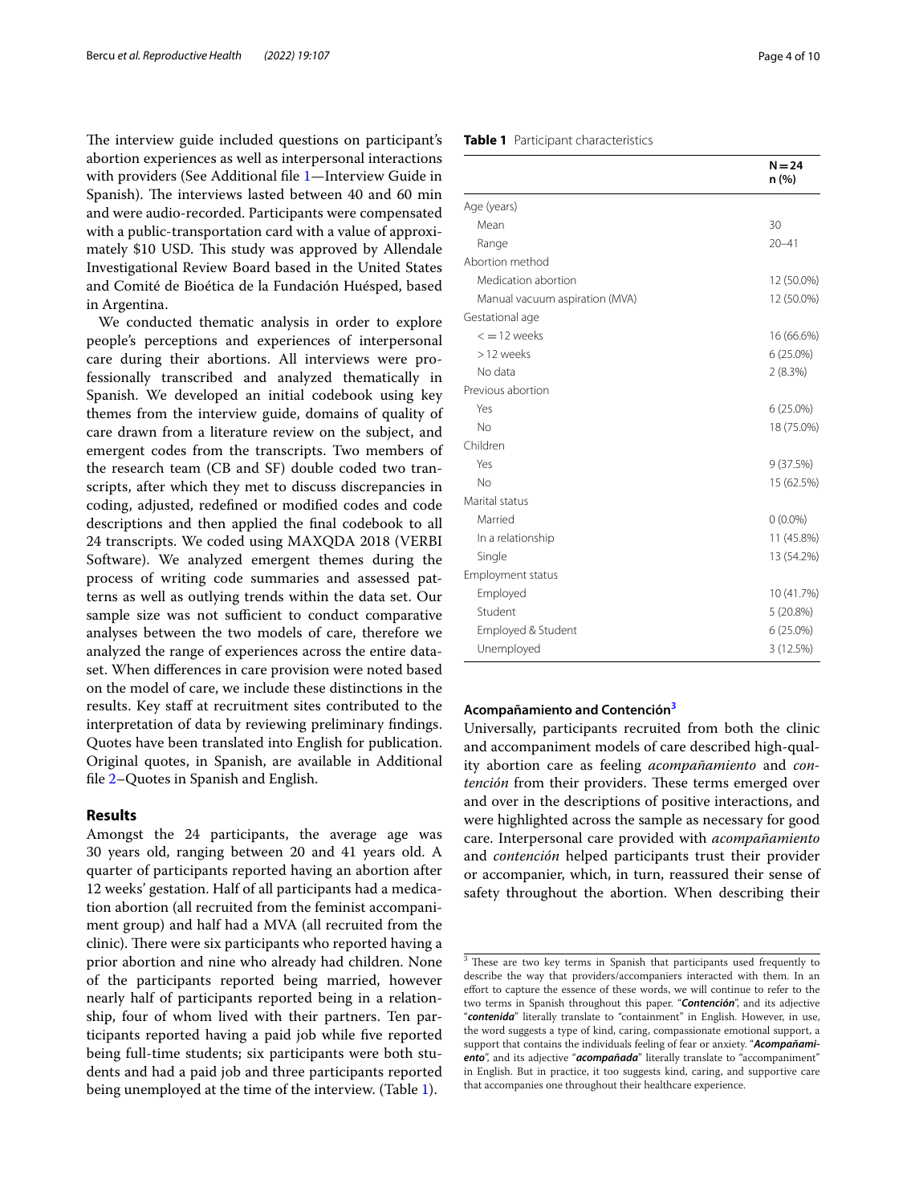The interview guide included questions on participant's abortion experiences as well as interpersonal interactions with providers (See Additional file 1—Interview Guide in Spanish). The interviews lasted between 40 and 60 min and were audio-recorded. Participants were compensated with a public-transportation card with a value of approximately $10 USD. This study was approved by Allendale Investigational Review Board based in the United States and Comité de Bioética de la Fundación Huésped, based in Argentina.

We conducted thematic analysis in order to explore people's perceptions and experiences of interpersonal care during their abortions. All interviews were professionally transcribed and analyzed thematically in Spanish. We developed an initial codebook using key themes from the interview guide, domains of quality of care drawn from a literature review on the subject, and emergent codes from the transcripts. Two members of the research team (CB and SF) double coded two transcripts, after which they met to discuss discrepancies in coding, adjusted, redefined or modified codes and code descriptions and then applied the final codebook to all 24 transcripts. We coded using MAXQDA 2018 (VERBI Software). We analyzed emergent themes during the process of writing code summaries and assessed patterns as well as outlying trends within the data set. Our sample size was not sufficient to conduct comparative analyses between the two models of care, therefore we analyzed the range of experiences across the entire dataset. When differences in care provision were noted based on the model of care, we include these distinctions in the results. Key staff at recruitment sites contributed to the interpretation of data by reviewing preliminary findings. Quotes have been translated into English for publication. Original quotes, in Spanish, are available in Additional file 2–Quotes in Spanish and English.

## Results

Amongst the 24 participants, the average age was 30 years old, ranging between 20 and 41 years old. A quarter of participants reported having an abortion after 12 weeks' gestation. Half of all participants had a medication abortion (all recruited from the feminist accompaniment group) and half had a MVA (all recruited from the clinic). There were six participants who reported having a prior abortion and nine who already had children. None of the participants reported being married, however nearly half of participants reported being in a relationship, four of whom lived with their partners. Ten participants reported having a paid job while five reported being full-time students; six participants were both students and had a paid job and three participants reported being unemployed at the time of the interview. (Table 1).

**Table 1** Participant characteristics

| | N = 24 n (%) |
|---|---|
| Age (years) | |
| Mean | 30 |
| Range | 20–41 |
| Abortion method | |
| Medication abortion | 12 (50.0%) |
| Manual vacuum aspiration (MVA) | 12 (50.0%) |
| Gestational age | |
| <= 12 weeks | 16 (66.6%) |
| > 12 weeks | 6 (25.0%) |
| No data | 2 (8.3%) |
| Previous abortion | |
| Yes | 6 (25.0%) |
| No | 18 (75.0%) |
| Children | |
| Yes | 9 (37.5%) |
| No | 15 (62.5%) |
| Marital status | |
| Married | 0 (0.0%) |
| In a relationship | 11 (45.8%) |
| Single | 13 (54.2%) |
| Employment status | |
| Employed | 10 (41.7%) |
| Student | 5 (20.8%) |
| Employed & Student | 6 (25.0%) |
| Unemployed | 3 (12.5%) |

### Acompañamiento and Contención[3]

Universally, participants recruited from both the clinic and accompaniment models of care described high-quality abortion care as feeling *acompañamiento* and *contención* from their providers. These terms emerged over and over in the descriptions of positive interactions, and were highlighted across the sample as necessary for good care. Interpersonal care provided with *acompañamiento* and *contención* helped participants trust their provider or accompanier, which, in turn, reassured their sense of safety throughout the abortion. When describing their

[3] These are two key terms in Spanish that participants used frequently to describe the way that providers/accompaniers interacted with them. In an effort to capture the essence of these words, we will continue to refer to the two terms in Spanish throughout this paper. "***Contención***", and its adjective "***contenida***" literally translate to "containment" in English. However, in use, the word suggests a type of kind, caring, compassionate emotional support, a support that contains the individuals feeling of fear or anxiety. "***Acompañamiento***", and its adjective "***acompañada***" literally translate to "accompaniment" in English. But in practice, it too suggests kind, caring, and supportive care that accompanies one throughout their healthcare experience.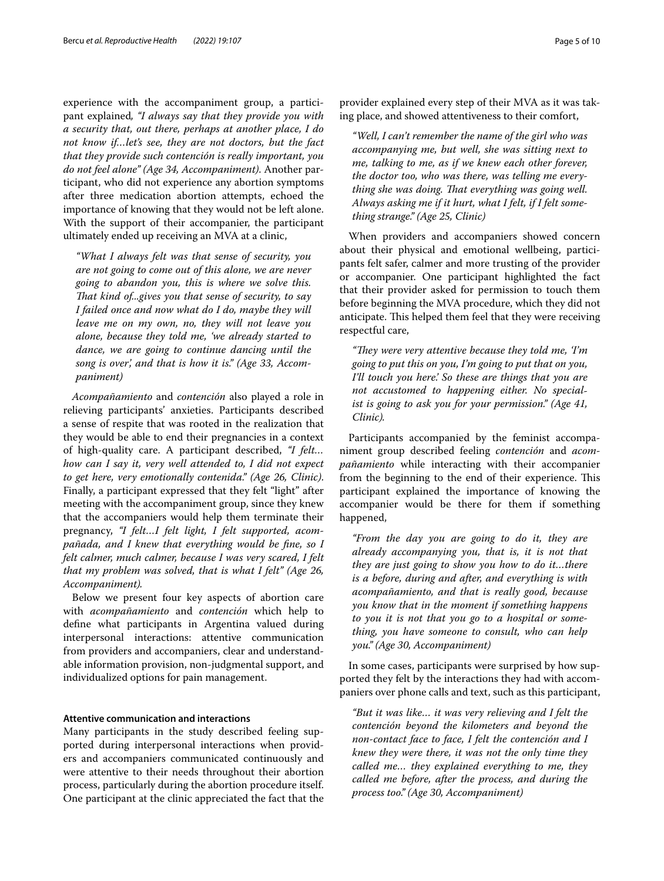experience with the accompaniment group, a participant explained, *"I always say that they provide you with a security that, out there, perhaps at another place, I do not know if…let's see, they are not doctors, but the fact that they provide such contención is really important, you do not feel alone" (Age 34, Accompaniment)*. Another participant, who did not experience any abortion symptoms after three medication abortion attempts, echoed the importance of knowing that they would not be left alone. With the support of their accompanier, the participant ultimately ended up receiving an MVA at a clinic,

> *"What I always felt was that sense of security, you are not going to come out of this alone, we are never going to abandon you, this is where we solve this. That kind of...gives you that sense of security, to say I failed once and now what do I do, maybe they will leave me on my own, no, they will not leave you alone, because they told me, 'we already started to dance, we are going to continue dancing until the song is over', and that is how it is." (Age 33, Accompaniment)*

*Acompañamiento* and *contención* also played a role in relieving participants' anxieties. Participants described a sense of respite that was rooted in the realization that they would be able to end their pregnancies in a context of high-quality care. A participant described, *"I felt… how can I say it, very well attended to, I did not expect to get here, very emotionally contenida." (Age 26, Clinic)*. Finally, a participant expressed that they felt "light" after meeting with the accompaniment group, since they knew that the accompaniers would help them terminate their pregnancy, *"I felt…I felt light, I felt supported, acompañada, and I knew that everything would be fine, so I felt calmer, much calmer, because I was very scared, I felt that my problem was solved, that is what I felt" (Age 26, Accompaniment).*

Below we present four key aspects of abortion care with *acompañamiento* and *contención* which help to define what participants in Argentina valued during interpersonal interactions: attentive communication from providers and accompaniers, clear and understandable information provision, non-judgmental support, and individualized options for pain management.

#### Attentive communication and interactions

Many participants in the study described feeling supported during interpersonal interactions when providers and accompaniers communicated continuously and were attentive to their needs throughout their abortion process, particularly during the abortion procedure itself. One participant at the clinic appreciated the fact that the provider explained every step of their MVA as it was taking place, and showed attentiveness to their comfort,

> *"Well, I can't remember the name of the girl who was accompanying me, but well, she was sitting next to me, talking to me, as if we knew each other forever, the doctor too, who was there, was telling me everything she was doing. That everything was going well. Always asking me if it hurt, what I felt, if I felt something strange." (Age 25, Clinic)*

When providers and accompaniers showed concern about their physical and emotional wellbeing, participants felt safer, calmer and more trusting of the provider or accompanier. One participant highlighted the fact that their provider asked for permission to touch them before beginning the MVA procedure, which they did not anticipate. This helped them feel that they were receiving respectful care,

> *"They were very attentive because they told me, 'I'm going to put this on you, I'm going to put that on you, I'll touch you here.' So these are things that you are not accustomed to happening either. No specialist is going to ask you for your permission." (Age 41, Clinic).*

Participants accompanied by the feminist accompaniment group described feeling *contención* and *acompañamiento* while interacting with their accompanier from the beginning to the end of their experience. This participant explained the importance of knowing the accompanier would be there for them if something happened,

> *"From the day you are going to do it, they are already accompanying you, that is, it is not that they are just going to show you how to do it…there is a before, during and after, and everything is with acompañamiento, and that is really good, because you know that in the moment if something happens to you it is not that you go to a hospital or something, you have someone to consult, who can help you." (Age 30, Accompaniment)*

In some cases, participants were surprised by how supported they felt by the interactions they had with accompaniers over phone calls and text, such as this participant,

> *"But it was like… it was very relieving and I felt the contención beyond the kilometers and beyond the non-contact face to face, I felt the contención and I knew they were there, it was not the only time they called me… they explained everything to me, they called me before, after the process, and during the process too." (Age 30, Accompaniment)*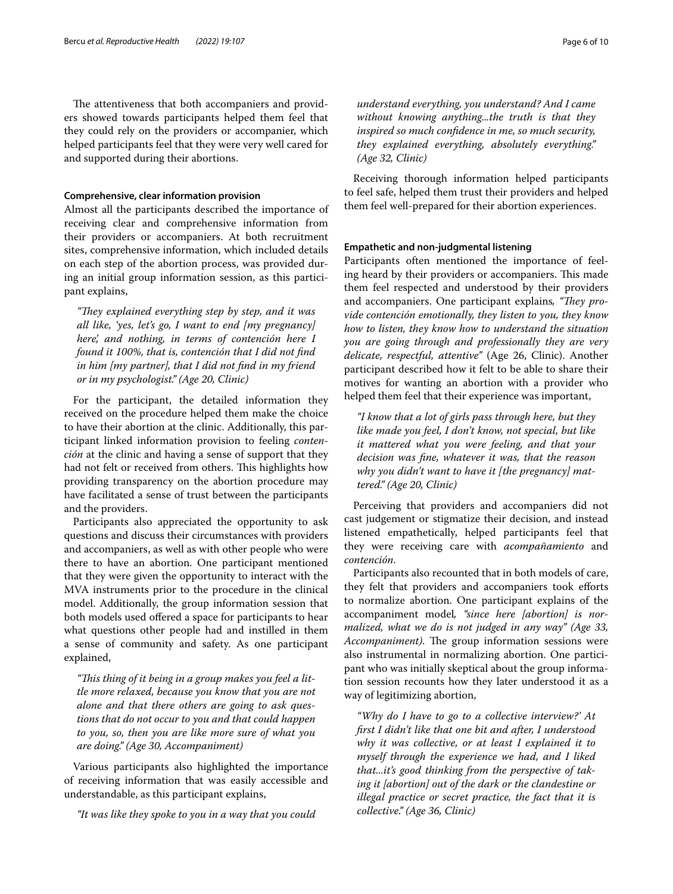The attentiveness that both accompaniers and providers showed towards participants helped them feel that they could rely on the providers or accompanier, which helped participants feel that they were very well cared for and supported during their abortions.

### Comprehensive, clear information provision

Almost all the participants described the importance of receiving clear and comprehensive information from their providers or accompaniers. At both recruitment sites, comprehensive information, which included details on each step of the abortion process, was provided during an initial group information session, as this participant explains,

> *"They explained everything step by step, and it was all like, 'yes, let's go, I want to end [my pregnancy] here,' and nothing, in terms of contención here I found it 100%, that is, contención that I did not find in him [my partner], that I did not find in my friend or in my psychologist." (Age 20, Clinic)*

For the participant, the detailed information they received on the procedure helped them make the choice to have their abortion at the clinic. Additionally, this participant linked information provision to feeling *contención* at the clinic and having a sense of support that they had not felt or received from others. This highlights how providing transparency on the abortion procedure may have facilitated a sense of trust between the participants and the providers.

Participants also appreciated the opportunity to ask questions and discuss their circumstances with providers and accompaniers, as well as with other people who were there to have an abortion. One participant mentioned that they were given the opportunity to interact with the MVA instruments prior to the procedure in the clinical model. Additionally, the group information session that both models used offered a space for participants to hear what questions other people had and instilled in them a sense of community and safety. As one participant explained,

> *"This thing of it being in a group makes you feel a little more relaxed, because you know that you are not alone and that there others are going to ask questions that do not occur to you and that could happen to you, so, then you are like more sure of what you are doing." (Age 30, Accompaniment)*

Various participants also highlighted the importance of receiving information that was easily accessible and understandable, as this participant explains,

> *"It was like they spoke to you in a way that you could understand everything, you understand? And I came without knowing anything...the truth is that they inspired so much confidence in me, so much security, they explained everything, absolutely everything." (Age 32, Clinic)*

Receiving thorough information helped participants to feel safe, helped them trust their providers and helped them feel well-prepared for their abortion experiences.

### Empathetic and non-judgmental listening

Participants often mentioned the importance of feeling heard by their providers or accompaniers. This made them feel respected and understood by their providers and accompaniers. One participant explains, *"They provide contención emotionally, they listen to you, they know how to listen, they know how to understand the situation you are going through and professionally they are very delicate, respectful, attentive"* (Age 26, Clinic). Another participant described how it felt to be able to share their motives for wanting an abortion with a provider who helped them feel that their experience was important,

> *"I know that a lot of girls pass through here, but they like made you feel, I don't know, not special, but like it mattered what you were feeling, and that your decision was fine, whatever it was, that the reason why you didn't want to have it [the pregnancy] mattered." (Age 20, Clinic)*

Perceiving that providers and accompaniers did not cast judgement or stigmatize their decision, and instead listened empathetically, helped participants feel that they were receiving care with *acompañamiento* and *contención*.

Participants also recounted that in both models of care, they felt that providers and accompaniers took efforts to normalize abortion. One participant explains of the accompaniment model, *"since here [abortion] is normalized, what we do is not judged in any way" (Age 33, Accompaniment)*. The group information sessions were also instrumental in normalizing abortion. One participant who was initially skeptical about the group information session recounts how they later understood it as a way of legitimizing abortion,

> *"Why do I have to go to a collective interview?' At first I didn't like that one bit and after, I understood why it was collective, or at least I explained it to myself through the experience we had, and I liked that...it's good thinking from the perspective of taking it [abortion] out of the dark or the clandestine or illegal practice or secret practice, the fact that it is collective." (Age 36, Clinic)*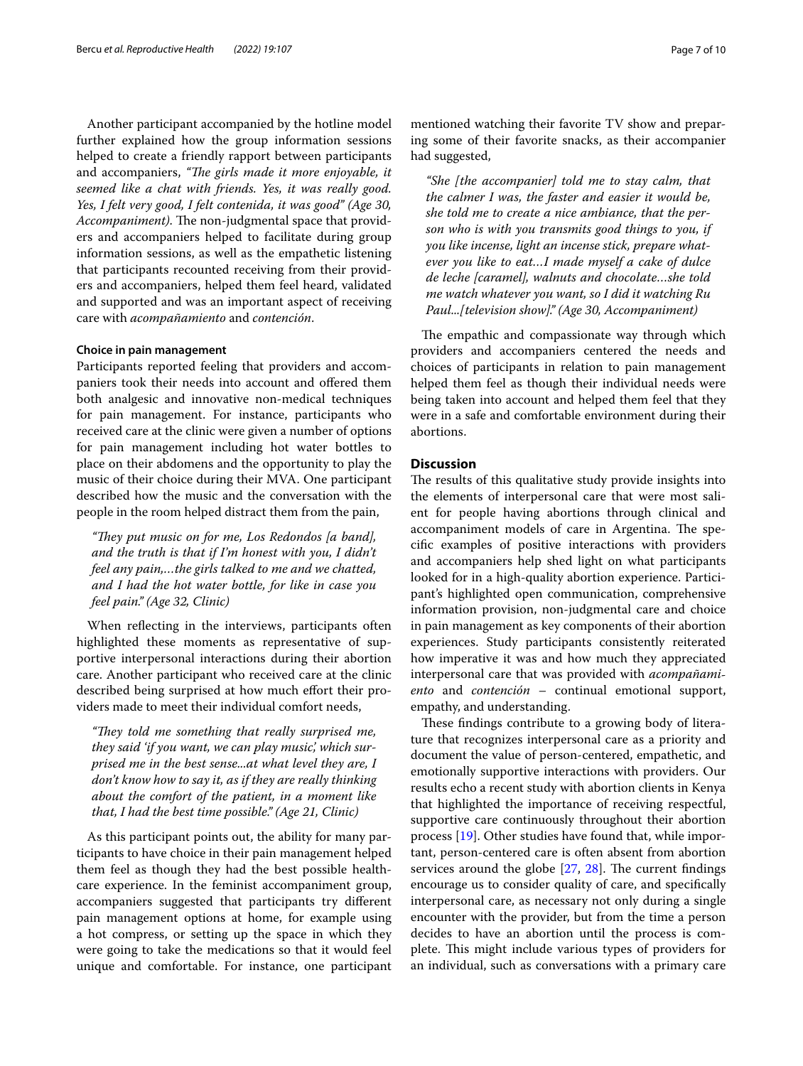Another participant accompanied by the hotline model further explained how the group information sessions helped to create a friendly rapport between participants and accompaniers, *"The girls made it more enjoyable, it seemed like a chat with friends. Yes, it was really good. Yes, I felt very good, I felt contenida, it was good" (Age 30, Accompaniment)*. The non-judgmental space that providers and accompaniers helped to facilitate during group information sessions, as well as the empathetic listening that participants recounted receiving from their providers and accompaniers, helped them feel heard, validated and supported and was an important aspect of receiving care with *acompañamiento* and *contención*.

#### Choice in pain management

Participants reported feeling that providers and accompaniers took their needs into account and offered them both analgesic and innovative non-medical techniques for pain management. For instance, participants who received care at the clinic were given a number of options for pain management including hot water bottles to place on their abdomens and the opportunity to play the music of their choice during their MVA. One participant described how the music and the conversation with the people in the room helped distract them from the pain,

> *"They put music on for me, Los Redondos [a band], and the truth is that if I'm honest with you, I didn't feel any pain,…the girls talked to me and we chatted, and I had the hot water bottle, for like in case you feel pain." (Age 32, Clinic)*

When reflecting in the interviews, participants often highlighted these moments as representative of supportive interpersonal interactions during their abortion care. Another participant who received care at the clinic described being surprised at how much effort their providers made to meet their individual comfort needs,

> *"They told me something that really surprised me, they said 'if you want, we can play music,' which surprised me in the best sense...at what level they are, I don't know how to say it, as if they are really thinking about the comfort of the patient, in a moment like that, I had the best time possible." (Age 21, Clinic)*

As this participant points out, the ability for many participants to have choice in their pain management helped them feel as though they had the best possible healthcare experience. In the feminist accompaniment group, accompaniers suggested that participants try different pain management options at home, for example using a hot compress, or setting up the space in which they were going to take the medications so that it would feel unique and comfortable. For instance, one participant mentioned watching their favorite TV show and preparing some of their favorite snacks, as their accompanier had suggested,

> *"She [the accompanier] told me to stay calm, that the calmer I was, the faster and easier it would be, she told me to create a nice ambiance, that the person who is with you transmits good things to you, if you like incense, light an incense stick, prepare whatever you like to eat…I made myself a cake of dulce de leche [caramel], walnuts and chocolate…she told me watch whatever you want, so I did it watching Ru Paul...[television show]." (Age 30, Accompaniment)*

The empathic and compassionate way through which providers and accompaniers centered the needs and choices of participants in relation to pain management helped them feel as though their individual needs were being taken into account and helped them feel that they were in a safe and comfortable environment during their abortions.

## Discussion

The results of this qualitative study provide insights into the elements of interpersonal care that were most salient for people having abortions through clinical and accompaniment models of care in Argentina. The specific examples of positive interactions with providers and accompaniers help shed light on what participants looked for in a high-quality abortion experience. Participant's highlighted open communication, comprehensive information provision, non-judgmental care and choice in pain management as key components of their abortion experiences. Study participants consistently reiterated how imperative it was and how much they appreciated interpersonal care that was provided with *acompañamiento* and *contención* – continual emotional support, empathy, and understanding.

These findings contribute to a growing body of literature that recognizes interpersonal care as a priority and document the value of person-centered, empathetic, and emotionally supportive interactions with providers. Our results echo a recent study with abortion clients in Kenya that highlighted the importance of receiving respectful, supportive care continuously throughout their abortion process [19]. Other studies have found that, while important, person-centered care is often absent from abortion services around the globe [27, 28]. The current findings encourage us to consider quality of care, and specifically interpersonal care, as necessary not only during a single encounter with the provider, but from the time a person decides to have an abortion until the process is complete. This might include various types of providers for an individual, such as conversations with a primary care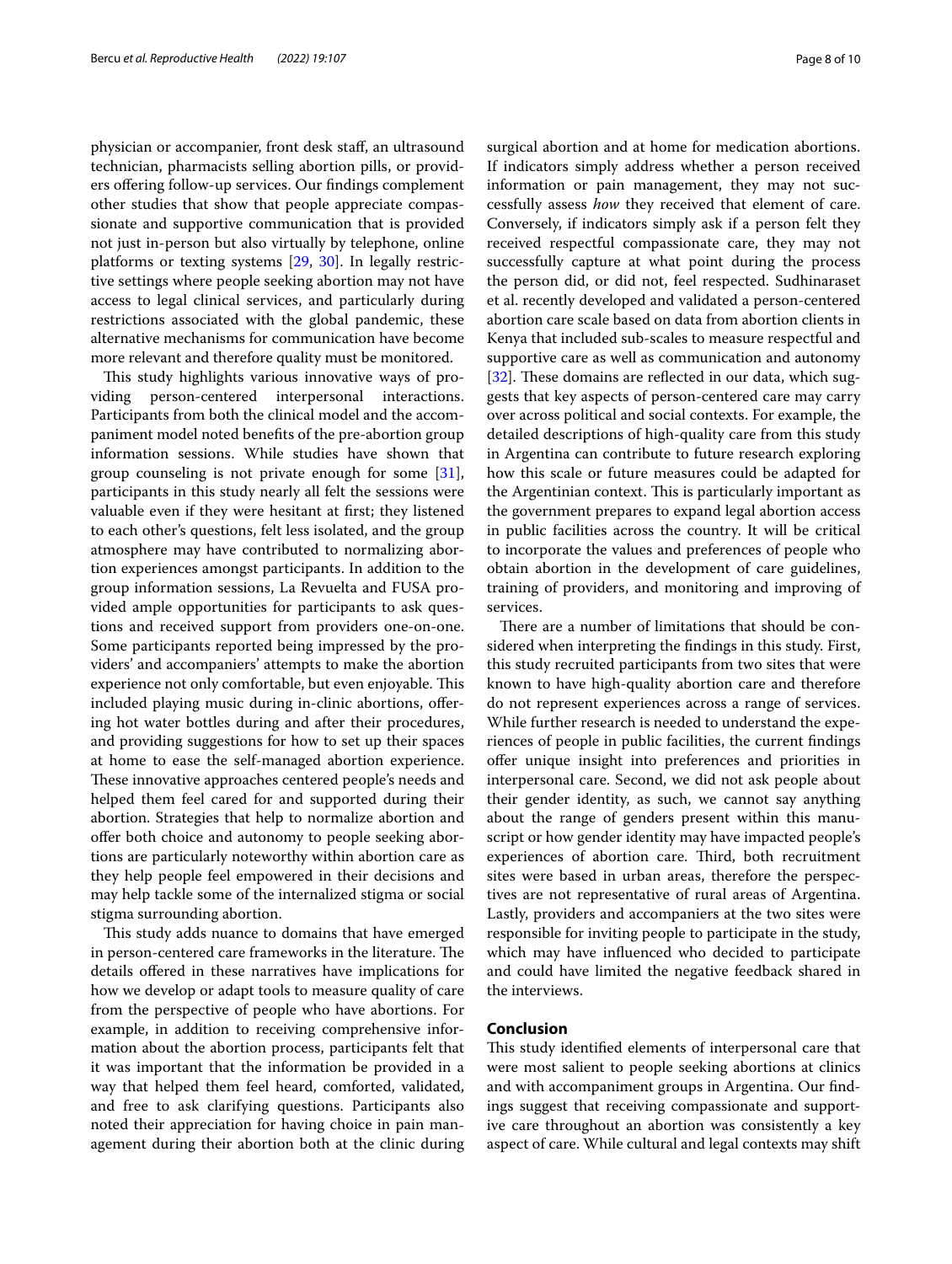physician or accompanier, front desk staff, an ultrasound technician, pharmacists selling abortion pills, or providers offering follow-up services. Our findings complement other studies that show that people appreciate compassionate and supportive communication that is provided not just in-person but also virtually by telephone, online platforms or texting systems [29, 30]. In legally restrictive settings where people seeking abortion may not have access to legal clinical services, and particularly during restrictions associated with the global pandemic, these alternative mechanisms for communication have become more relevant and therefore quality must be monitored.

This study highlights various innovative ways of providing person-centered interpersonal interactions. Participants from both the clinical model and the accompaniment model noted benefits of the pre-abortion group information sessions. While studies have shown that group counseling is not private enough for some [31], participants in this study nearly all felt the sessions were valuable even if they were hesitant at first; they listened to each other's questions, felt less isolated, and the group atmosphere may have contributed to normalizing abortion experiences amongst participants. In addition to the group information sessions, La Revuelta and FUSA provided ample opportunities for participants to ask questions and received support from providers one-on-one. Some participants reported being impressed by the providers' and accompaniers' attempts to make the abortion experience not only comfortable, but even enjoyable. This included playing music during in-clinic abortions, offering hot water bottles during and after their procedures, and providing suggestions for how to set up their spaces at home to ease the self-managed abortion experience. These innovative approaches centered people's needs and helped them feel cared for and supported during their abortion. Strategies that help to normalize abortion and offer both choice and autonomy to people seeking abortions are particularly noteworthy within abortion care as they help people feel empowered in their decisions and may help tackle some of the internalized stigma or social stigma surrounding abortion.

This study adds nuance to domains that have emerged in person-centered care frameworks in the literature. The details offered in these narratives have implications for how we develop or adapt tools to measure quality of care from the perspective of people who have abortions. For example, in addition to receiving comprehensive information about the abortion process, participants felt that it was important that the information be provided in a way that helped them feel heard, comforted, validated, and free to ask clarifying questions. Participants also noted their appreciation for having choice in pain management during their abortion both at the clinic during surgical abortion and at home for medication abortions. If indicators simply address whether a person received information or pain management, they may not successfully assess *how* they received that element of care. Conversely, if indicators simply ask if a person felt they received respectful compassionate care, they may not successfully capture at what point during the process the person did, or did not, feel respected. Sudhinaraset et al. recently developed and validated a person-centered abortion care scale based on data from abortion clients in Kenya that included sub-scales to measure respectful and supportive care as well as communication and autonomy [32]. These domains are reflected in our data, which suggests that key aspects of person-centered care may carry over across political and social contexts. For example, the detailed descriptions of high-quality care from this study in Argentina can contribute to future research exploring how this scale or future measures could be adapted for the Argentinian context. This is particularly important as the government prepares to expand legal abortion access in public facilities across the country. It will be critical to incorporate the values and preferences of people who obtain abortion in the development of care guidelines, training of providers, and monitoring and improving of services.

There are a number of limitations that should be considered when interpreting the findings in this study. First, this study recruited participants from two sites that were known to have high-quality abortion care and therefore do not represent experiences across a range of services. While further research is needed to understand the experiences of people in public facilities, the current findings offer unique insight into preferences and priorities in interpersonal care. Second, we did not ask people about their gender identity, as such, we cannot say anything about the range of genders present within this manuscript or how gender identity may have impacted people's experiences of abortion care. Third, both recruitment sites were based in urban areas, therefore the perspectives are not representative of rural areas of Argentina. Lastly, providers and accompaniers at the two sites were responsible for inviting people to participate in the study, which may have influenced who decided to participate and could have limited the negative feedback shared in the interviews.

## Conclusion

This study identified elements of interpersonal care that were most salient to people seeking abortions at clinics and with accompaniment groups in Argentina. Our findings suggest that receiving compassionate and supportive care throughout an abortion was consistently a key aspect of care. While cultural and legal contexts may shift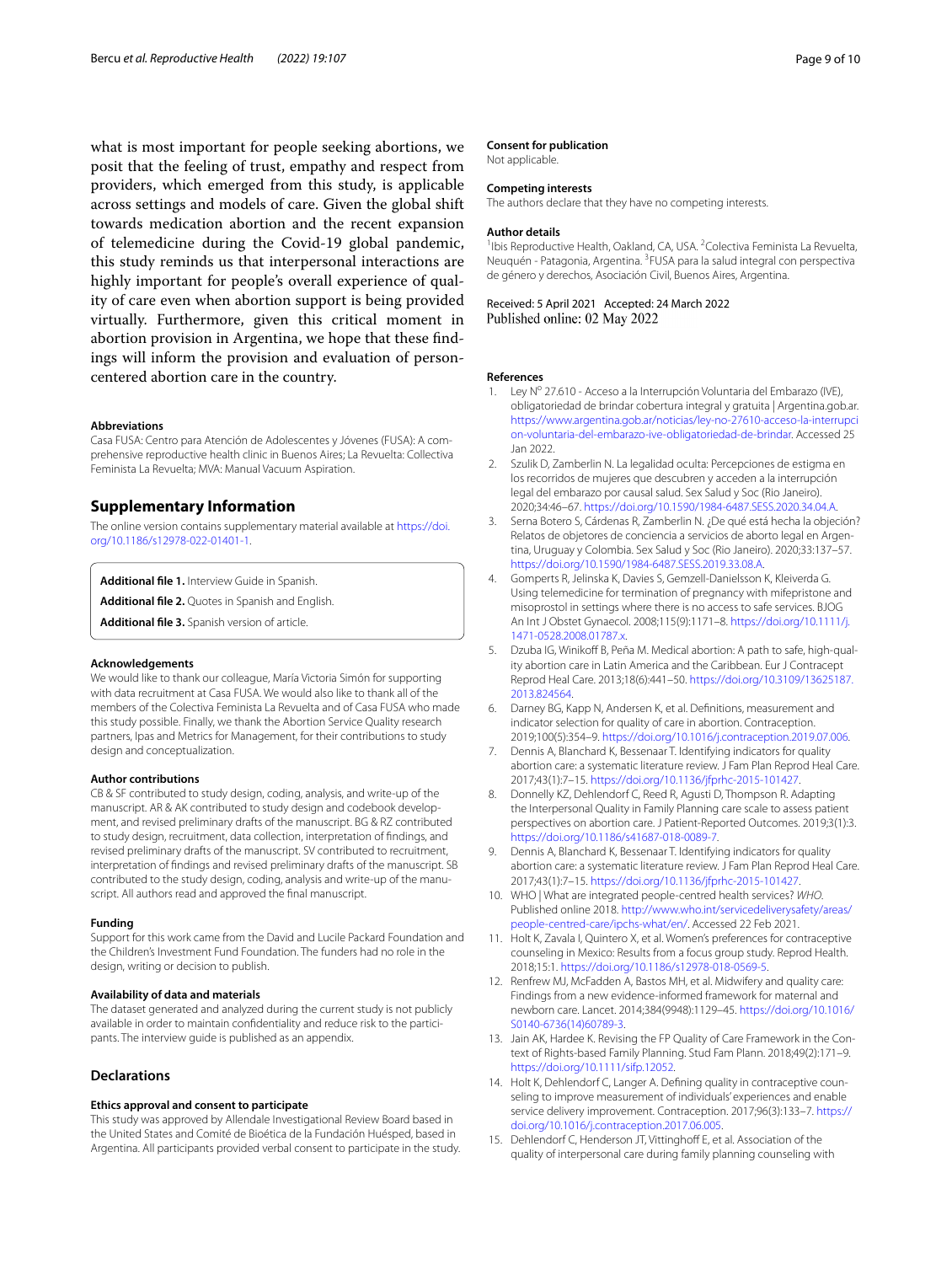what is most important for people seeking abortions, we posit that the feeling of trust, empathy and respect from providers, which emerged from this study, is applicable across settings and models of care. Given the global shift towards medication abortion and the recent expansion of telemedicine during the Covid-19 global pandemic, this study reminds us that interpersonal interactions are highly important for people's overall experience of quality of care even when abortion support is being provided virtually. Furthermore, given this critical moment in abortion provision in Argentina, we hope that these findings will inform the provision and evaluation of person-centered abortion care in the country.

#### Abbreviations

Casa FUSA: Centro para Atención de Adolescentes y Jóvenes (FUSA): A comprehensive reproductive health clinic in Buenos Aires; La Revuelta: Collectiva Feminista La Revuelta; MVA: Manual Vacuum Aspiration.

## Supplementary Information

The online version contains supplementary material available at https://doi.org/10.1186/s12978-022-01401-1.

**Additional file 1.** Interview Guide in Spanish.

**Additional file 2.** Quotes in Spanish and English.

**Additional file 3.** Spanish version of article.

#### Acknowledgements

We would like to thank our colleague, María Victoria Simón for supporting with data recruitment at Casa FUSA. We would also like to thank all of the members of the Colectiva Feminista La Revuelta and of Casa FUSA who made this study possible. Finally, we thank the Abortion Service Quality research partners, Ipas and Metrics for Management, for their contributions to study design and conceptualization.

#### Author contributions

CB & SF contributed to study design, coding, analysis, and write-up of the manuscript. AR & AK contributed to study design and codebook development, and revised preliminary drafts of the manuscript. BG & RZ contributed to study design, recruitment, data collection, interpretation of findings, and revised preliminary drafts of the manuscript. SV contributed to recruitment, interpretation of findings and revised preliminary drafts of the manuscript. SB contributed to the study design, coding, analysis and write-up of the manuscript. All authors read and approved the final manuscript.

#### Funding

Support for this work came from the David and Lucile Packard Foundation and the Children's Investment Fund Foundation. The funders had no role in the design, writing or decision to publish.

#### Availability of data and materials

The dataset generated and analyzed during the current study is not publicly available in order to maintain confidentiality and reduce risk to the participants. The interview guide is published as an appendix.

## Declarations

#### Ethics approval and consent to participate

This study was approved by Allendale Investigational Review Board based in the United States and Comité de Bioética de la Fundación Huésped, based in Argentina. All participants provided verbal consent to participate in the study.

#### Consent for publication

Not applicable.

#### Competing interests

The authors declare that they have no competing interests.

#### Author details

[1]Ibis Reproductive Health, Oakland, CA, USA. [2]Colectiva Feminista La Revuelta, Neuquén - Patagonia, Argentina. [3]FUSA para la salud integral con perspectiva de género y derechos, Asociación Civil, Buenos Aires, Argentina.

Received: 5 April 2021 Accepted: 24 March 2022
Published online: 02 May 2022

#### References

1. Ley N° 27.610 - Acceso a la Interrupción Voluntaria del Embarazo (IVE), obligatoriedad de brindar cobertura integral y gratuita | Argentina.gob.ar. https://www.argentina.gob.ar/noticias/ley-no-27610-acceso-la-interrupcion-voluntaria-del-embarazo-ive-obligatoriedad-de-brindar. Accessed 25 Jan 2022.
2. Szulik D, Zamberlin N. La legalidad oculta: Percepciones de estigma en los recorridos de mujeres que descubren y acceden a la interrupción legal del embarazo por causal salud. Sex Salud y Soc (Rio Janeiro). 2020;34:46–67. https://doi.org/10.1590/1984-6487.SESS.2020.34.04.A.
3. Serna Botero S, Cárdenas R, Zamberlin N. ¿De qué está hecha la objeción? Relatos de objetores de conciencia a servicios de aborto legal en Argentina, Uruguay y Colombia. Sex Salud y Soc (Rio Janeiro). 2020;33:137–57. https://doi.org/10.1590/1984-6487.SESS.2019.33.08.A.
4. Gomperts R, Jelinska K, Davies S, Gemzell-Danielsson K, Kleiverda G. Using telemedicine for termination of pregnancy with mifepristone and misoprostol in settings where there is no access to safe services. BJOG An Int J Obstet Gynaecol. 2008;115(9):1171–8. https://doi.org/10.1111/j.1471-0528.2008.01787.x.
5. Dzuba IG, Winikoff B, Peña M. Medical abortion: A path to safe, high-quality abortion care in Latin America and the Caribbean. Eur J Contracept Reprod Heal Care. 2013;18(6):441–50. https://doi.org/10.3109/13625187.2013.824564.
6. Darney BG, Kapp N, Andersen K, et al. Definitions, measurement and indicator selection for quality of care in abortion. Contraception. 2019;100(5):354–9. https://doi.org/10.1016/j.contraception.2019.07.006.
7. Dennis A, Blanchard K, Bessenaar T. Identifying indicators for quality abortion care: a systematic literature review. J Fam Plan Reprod Heal Care. 2017;43(1):7–15. https://doi.org/10.1136/jfprhc-2015-101427.
8. Donnelly KZ, Dehlendorf C, Reed R, Agusti D, Thompson R. Adapting the Interpersonal Quality in Family Planning care scale to assess patient perspectives on abortion care. J Patient-Reported Outcomes. 2019;3(1):3. https://doi.org/10.1186/s41687-018-0089-7.
9. Dennis A, Blanchard K, Bessenaar T. Identifying indicators for quality abortion care: a systematic literature review. J Fam Plan Reprod Heal Care. 2017;43(1):7–15. https://doi.org/10.1136/jfprhc-2015-101427.
10. WHO | What are integrated people-centred health services? *WHO*. Published online 2018. http://www.who.int/servicedeliverysafety/areas/people-centred-care/ipchs-what/en/. Accessed 22 Feb 2021.
11. Holt K, Zavala I, Quintero X, et al. Women's preferences for contraceptive counseling in Mexico: Results from a focus group study. Reprod Health. 2018;15:1. https://doi.org/10.1186/s12978-018-0569-5.
12. Renfrew MJ, McFadden A, Bastos MH, et al. Midwifery and quality care: Findings from a new evidence-informed framework for maternal and newborn care. Lancet. 2014;384(9948):1129–45. https://doi.org/10.1016/S0140-6736(14)60789-3.
13. Jain AK, Hardee K. Revising the FP Quality of Care Framework in the Context of Rights-based Family Planning. Stud Fam Plann. 2018;49(2):171–9. https://doi.org/10.1111/sifp.12052.
14. Holt K, Dehlendorf C, Langer A. Defining quality in contraceptive counseling to improve measurement of individuals' experiences and enable service delivery improvement. Contraception. 2017;96(3):133–7. https://doi.org/10.1016/j.contraception.2017.06.005.
15. Dehlendorf C, Henderson JT, Vittinghoff E, et al. Association of the quality of interpersonal care during family planning counseling with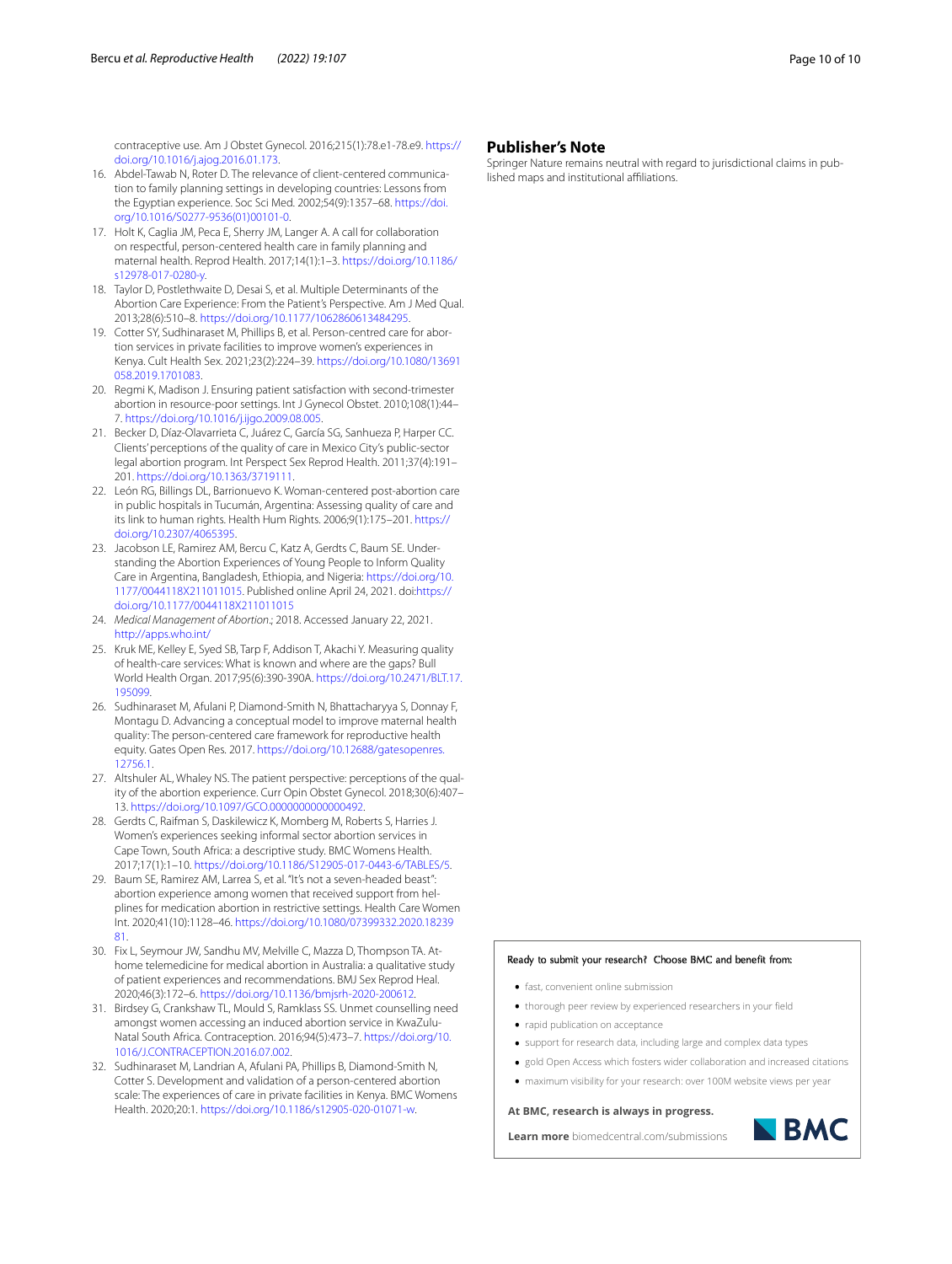contraceptive use. Am J Obstet Gynecol. 2016;215(1):78.e1-78.e9. https://doi.org/10.1016/j.ajog.2016.01.173.

16. Abdel-Tawab N, Roter D. The relevance of client-centered communication to family planning settings in developing countries: Lessons from the Egyptian experience. Soc Sci Med. 2002;54(9):1357–68. https://doi.org/10.1016/S0277-9536(01)00101-0.
17. Holt K, Caglia JM, Peca E, Sherry JM, Langer A. A call for collaboration on respectful, person-centered health care in family planning and maternal health. Reprod Health. 2017;14(1):1–3. https://doi.org/10.1186/s12978-017-0280-y.
18. Taylor D, Postlethwaite D, Desai S, et al. Multiple Determinants of the Abortion Care Experience: From the Patient's Perspective. Am J Med Qual. 2013;28(6):510–8. https://doi.org/10.1177/1062860613484295.
19. Cotter SY, Sudhinaraset M, Phillips B, et al. Person-centred care for abortion services in private facilities to improve women's experiences in Kenya. Cult Health Sex. 2021;23(2):224–39. https://doi.org/10.1080/13691058.2019.1701083.
20. Regmi K, Madison J. Ensuring patient satisfaction with second-trimester abortion in resource-poor settings. Int J Gynecol Obstet. 2010;108(1):44–7. https://doi.org/10.1016/j.ijgo.2009.08.005.
21. Becker D, Díaz-Olavarrieta C, Juárez C, García SG, Sanhueza P, Harper CC. Clients' perceptions of the quality of care in Mexico City's public-sector legal abortion program. Int Perspect Sex Reprod Health. 2011;37(4):191–201. https://doi.org/10.1363/3719111.
22. León RG, Billings DL, Barrionuevo K. Woman-centered post-abortion care in public hospitals in Tucumán, Argentina: Assessing quality of care and its link to human rights. Health Hum Rights. 2006;9(1):175–201. https://doi.org/10.2307/4065395.
23. Jacobson LE, Ramirez AM, Bercu C, Katz A, Gerdts C, Baum SE. Understanding the Abortion Experiences of Young People to Inform Quality Care in Argentina, Bangladesh, Ethiopia, and Nigeria: https://doi.org/10.1177/0044118X211011015. Published online April 24, 2021. doi:https://doi.org/10.1177/0044118X211011015
24. *Medical Management of Abortion*.; 2018. Accessed January 22, 2021. http://apps.who.int/
25. Kruk ME, Kelley E, Syed SB, Tarp F, Addison T, Akachi Y. Measuring quality of health-care services: What is known and where are the gaps? Bull World Health Organ. 2017;95(6):390-390A. https://doi.org/10.2471/BLT.17.195099.
26. Sudhinaraset M, Afulani P, Diamond-Smith N, Bhattacharyya S, Donnay F, Montagu D. Advancing a conceptual model to improve maternal health quality: The person-centered care framework for reproductive health equity. Gates Open Res. 2017. https://doi.org/10.12688/gatesopenres.12756.1.
27. Altshuler AL, Whaley NS. The patient perspective: perceptions of the quality of the abortion experience. Curr Opin Obstet Gynecol. 2018;30(6):407–13. https://doi.org/10.1097/GCO.0000000000000492.
28. Gerdts C, Raifman S, Daskilewicz K, Momberg M, Roberts S, Harries J. Women's experiences seeking informal sector abortion services in Cape Town, South Africa: a descriptive study. BMC Womens Health. 2017;17(1):1–10. https://doi.org/10.1186/S12905-017-0443-6/TABLES/5.
29. Baum SE, Ramirez AM, Larrea S, et al. "It's not a seven-headed beast": abortion experience among women that received support from helplines for medication abortion in restrictive settings. Health Care Women Int. 2020;41(10):1128–46. https://doi.org/10.1080/07399332.2020.1823981.
30. Fix L, Seymour JW, Sandhu MV, Melville C, Mazza D, Thompson TA. At-home telemedicine for medical abortion in Australia: a qualitative study of patient experiences and recommendations. BMJ Sex Reprod Heal. 2020;46(3):172–6. https://doi.org/10.1136/bmjsrh-2020-200612.
31. Birdsey G, Crankshaw TL, Mould S, Ramklass SS. Unmet counselling need amongst women accessing an induced abortion service in KwaZulu-Natal South Africa. Contraception. 2016;94(5):473–7. https://doi.org/10.1016/J.CONTRACEPTION.2016.07.002.
32. Sudhinaraset M, Landrian A, Afulani PA, Phillips B, Diamond-Smith N, Cotter S. Development and validation of a person-centered abortion scale: The experiences of care in private facilities in Kenya. BMC Womens Health. 2020;20:1. https://doi.org/10.1186/s12905-020-01071-w.

## Publisher's Note

Springer Nature remains neutral with regard to jurisdictional claims in published maps and institutional affiliations.

Ready to submit your research? Choose BMC and benefit from:

- fast, convenient online submission
- thorough peer review by experienced researchers in your field
- rapid publication on acceptance
- support for research data, including large and complex data types
- gold Open Access which fosters wider collaboration and increased citations
- maximum visibility for your research: over 100M website views per year

**At BMC, research is always in progress.**

**Learn more** biomedcentral.com/submissions

BMC